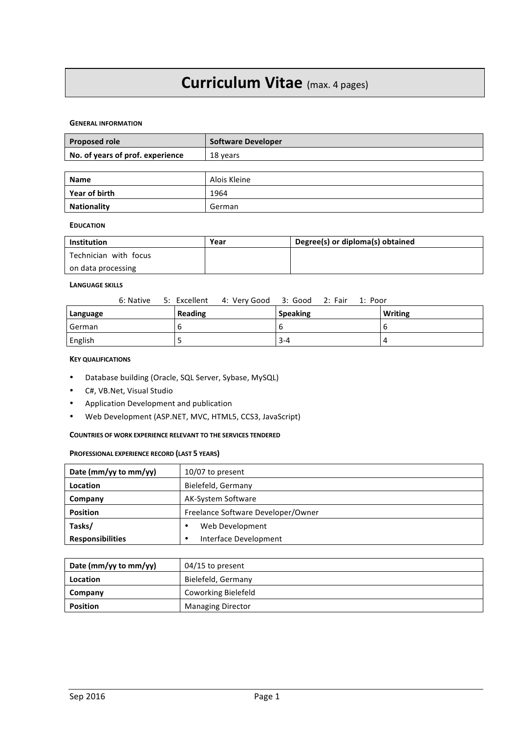# Curriculum Vitae (max. 4 pages)

**GENERAL INFORMATION**

| Proposed role | Software Developer |
|---|---|
| No. of years of prof. experience | 18 years |

| Name | Alois Kleine |
|---|---|
| Year of birth | 1964 |
| Nationality | German |

**EDUCATION**

| Institution | Year | Degree(s) or diploma(s) obtained |
|---|---|---|
| Technician with focus on data processing | | |

**LANGUAGE SKILLS**

6: Native 5: Excellent 4: Very Good 3: Good 2: Fair 1: Poor

| Language | Reading | Speaking | Writing |
|---|---|---|---|
| German | 6 | 6 | 6 |
| English | 5 | 3-4 | 4 |

**KEY QUALIFICATIONS**

- Database building (Oracle, SQL Server, Sybase, MySQL)
- C#, VB.Net, Visual Studio
- Application Development and publication
- Web Development (ASP.NET, MVC, HTML5, CCS3, JavaScript)

**COUNTRIES OF WORK EXPERIENCE RELEVANT TO THE SERVICES TENDERED**

**PROFESSIONAL EXPERIENCE RECORD (LAST 5 YEARS)**

| Date (mm/yy to mm/yy) | 10/07 to present |
|---|---|
| Location | Bielefeld, Germany |
| Company | AK-System Software |
| Position | Freelance Software Developer/Owner |
| Tasks/ Responsibilities | • Web Development<br>• Interface Development |

| Date (mm/yy to mm/yy) | 04/15 to present |
|---|---|
| Location | Bielefeld, Germany |
| Company | Coworking Bielefeld |
| Position | Managing Director |

Sep 2016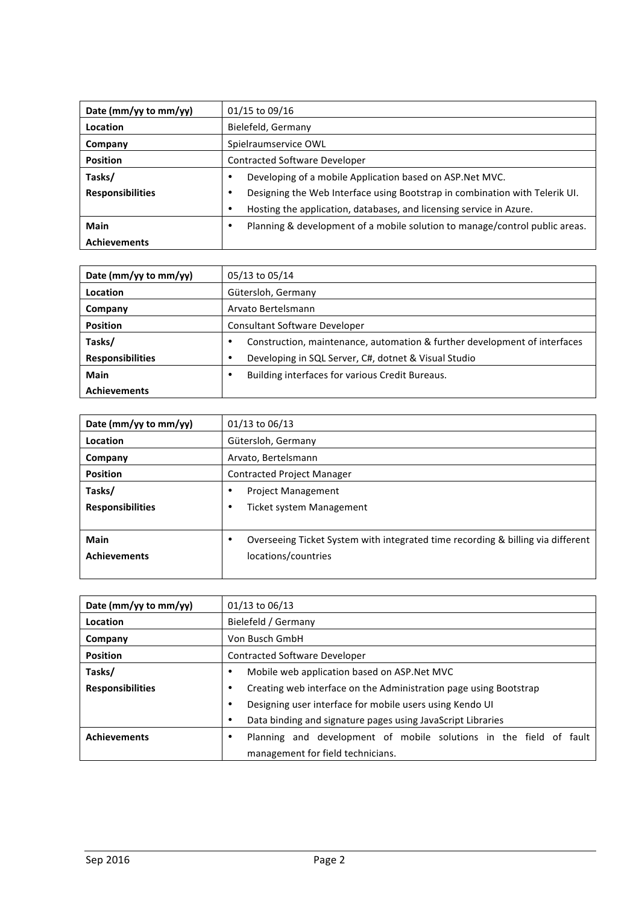| Date (mm/yy to mm/yy) | 01/15 to 09/16 |
|---|---|
| **Location** | Bielefeld, Germany |
| **Company** | Spielraumservice OWL |
| **Position** | Contracted Software Developer |
| **Tasks/ Responsibilities** | • Developing of a mobile Application based on ASP.Net MVC.<br>• Designing the Web Interface using Bootstrap in combination with Telerik UI.<br>• Hosting the application, databases, and licensing service in Azure. |
| **Main Achievements** | • Planning & development of a mobile solution to manage/control public areas. |

| Date (mm/yy to mm/yy) | 05/13 to 05/14 |
|---|---|
| **Location** | Gütersloh, Germany |
| **Company** | Arvato Bertelsmann |
| **Position** | Consultant Software Developer |
| **Tasks/ Responsibilities** | • Construction, maintenance, automation & further development of interfaces<br>• Developing in SQL Server, C#, dotnet & Visual Studio |
| **Main Achievements** | • Building interfaces for various Credit Bureaus. |

| Date (mm/yy to mm/yy) | 01/13 to 06/13 |
|---|---|
| **Location** | Gütersloh, Germany |
| **Company** | Arvato, Bertelsmann |
| **Position** | Contracted Project Manager |
| **Tasks/ Responsibilities** | • Project Management<br>• Ticket system Management |
| **Main Achievements** | • Overseeing Ticket System with integrated time recording & billing via different locations/countries |

| Date (mm/yy to mm/yy) | 01/13 to 06/13 |
|---|---|
| **Location** | Bielefeld / Germany |
| **Company** | Von Busch GmbH |
| **Position** | Contracted Software Developer |
| **Tasks/ Responsibilities** | • Mobile web application based on ASP.Net MVC<br>• Creating web interface on the Administration page using Bootstrap<br>• Designing user interface for mobile users using Kendo UI<br>• Data binding and signature pages using JavaScript Libraries |
| **Achievements** | • Planning and development of mobile solutions in the field of fault management for field technicians. |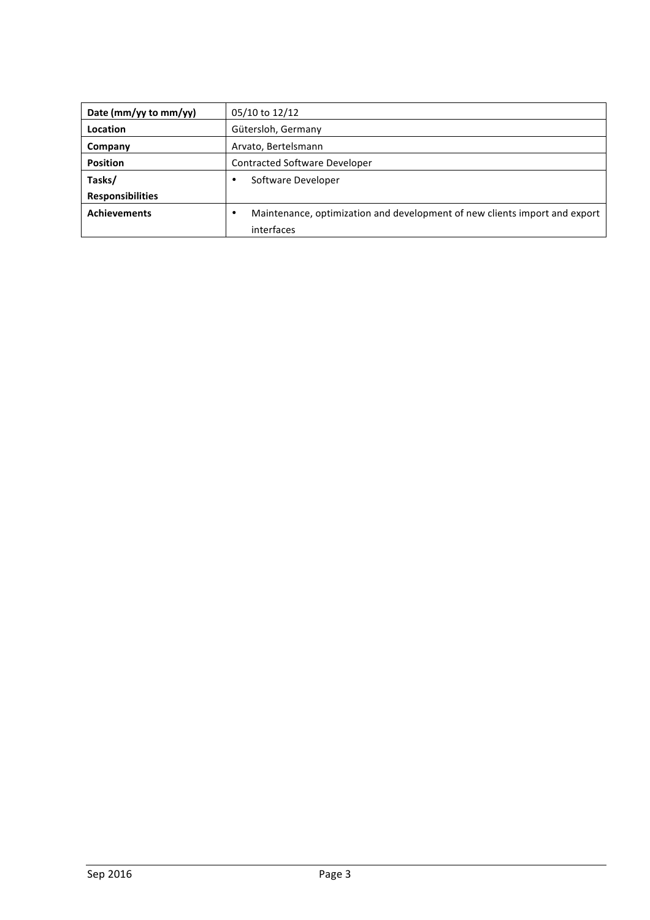| | |
|---|---|
| **Date (mm/yy to mm/yy)** | 05/10 to 12/12 |
| **Location** | Gütersloh, Germany |
| **Company** | Arvato, Bertelsmann |
| **Position** | Contracted Software Developer |
| **Tasks/ Responsibilities** | • Software Developer |
| **Achievements** | • Maintenance, optimization and development of new clients import and export interfaces |